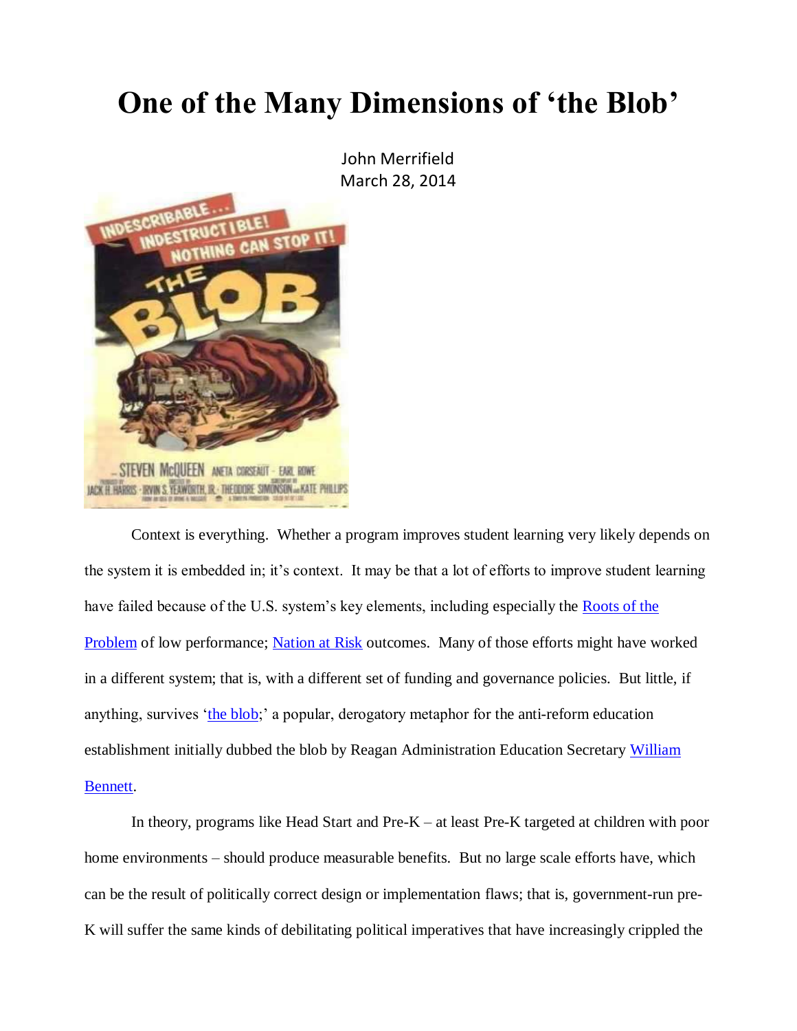# One of the Many Dimensions of 'the Blob'

John Merrifield
March 28, 2014

Context is everything. Whether a program improves student learning very likely depends on the system it is embedded in; it's context. It may be that a lot of efforts to improve student learning have failed because of the U.S. system's key elements, including especially the Roots of the Problem of low performance; Nation at Risk outcomes. Many of those efforts might have worked in a different system; that is, with a different set of funding and governance policies. But little, if anything, survives 'the blob;' a popular, derogatory metaphor for the anti-reform education establishment initially dubbed the blob by Reagan Administration Education Secretary William Bennett.

In theory, programs like Head Start and Pre-K – at least Pre-K targeted at children with poor home environments – should produce measurable benefits. But no large scale efforts have, which can be the result of politically correct design or implementation flaws; that is, government-run pre-K will suffer the same kinds of debilitating political imperatives that have increasingly crippled the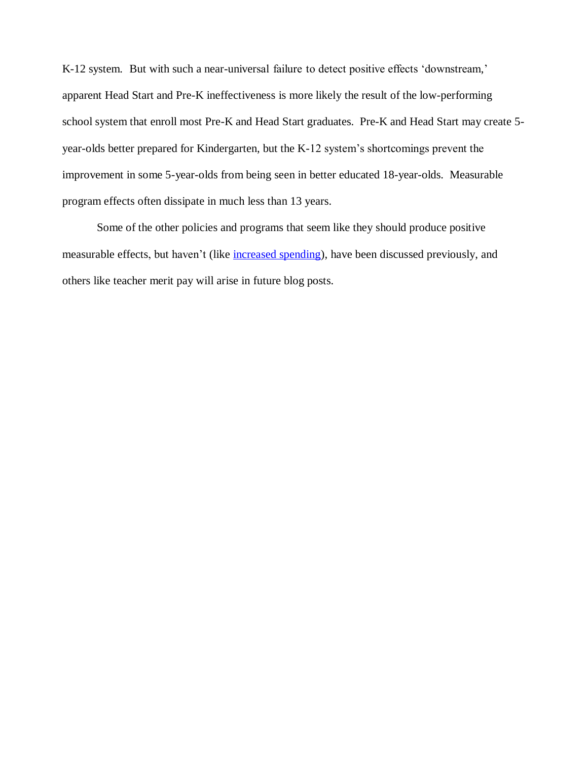K-12 system. But with such a near-universal failure to detect positive effects 'downstream,' apparent Head Start and Pre-K ineffectiveness is more likely the result of the low-performing school system that enroll most Pre-K and Head Start graduates. Pre-K and Head Start may create 5-year-olds better prepared for Kindergarten, but the K-12 system's shortcomings prevent the improvement in some 5-year-olds from being seen in better educated 18-year-olds. Measurable program effects often dissipate in much less than 13 years.

Some of the other policies and programs that seem like they should produce positive measurable effects, but haven't (like increased spending), have been discussed previously, and others like teacher merit pay will arise in future blog posts.